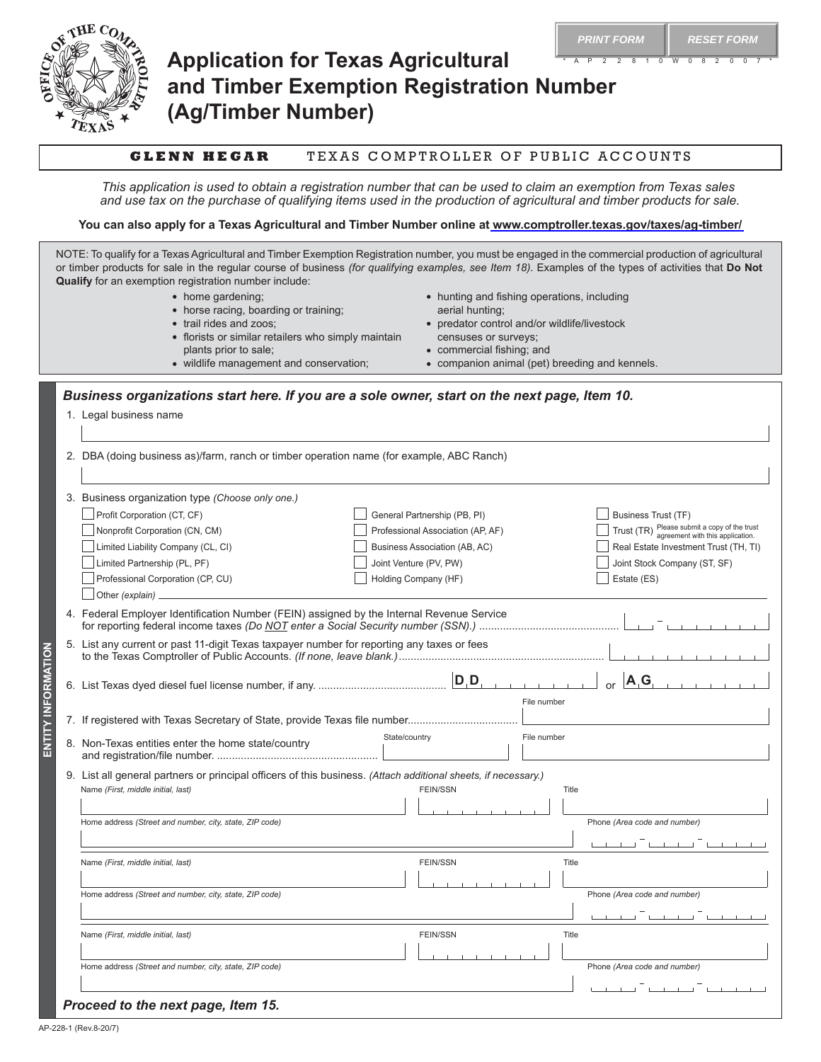# Application for Texas Agricultural and Timber Exemption Registration Number (Ag/Timber Number)

**GLENN HEGAR** TEXAS COMPTROLLER OF PUBLIC ACCOUNTS

*This application is used to obtain a registration number that can be used to claim an exemption from Texas sales and use tax on the purchase of qualifying items used in the production of agricultural and timber products for sale.*

**You can also apply for a Texas Agricultural and Timber Number online at www.comptroller.texas.gov/taxes/ag-timber/**

NOTE: To qualify for a Texas Agricultural and Timber Exemption Registration number, you must be engaged in the commercial production of agricultural or timber products for sale in the regular course of business *(for qualifying examples, see Item 18)*. Examples of the types of activities that **Do Not Qualify** for an exemption registration number include:

- home gardening;
- horse racing, boarding or training;
- trail rides and zoos;
- florists or similar retailers who simply maintain plants prior to sale;
- wildlife management and conservation;
- hunting and fishing operations, including aerial hunting;
- predator control and/or wildlife/livestock censuses or surveys;
- commercial fishing; and
- companion animal (pet) breeding and kennels.

## ENTITY INFORMATION

***Business organizations start here. If you are a sole owner, start on the next page, Item 10.***

1. Legal business name

2. DBA (doing business as)/farm, ranch or timber operation name (for example, ABC Ranch)

3. Business organization type *(Choose only one.)*

- ☐ Profit Corporation (CT, CF)
- ☐ Nonprofit Corporation (CN, CM)
- ☐ Limited Liability Company (CL, CI)
- ☐ Limited Partnership (PL, PF)
- ☐ Professional Corporation (CP, CU)
- ☐ General Partnership (PB, PI)
- ☐ Professional Association (AP, AF)
- ☐ Business Association (AB, AC)
- ☐ Joint Venture (PV, PW)
- ☐ Holding Company (HF)
- ☐ Business Trust (TF)
- ☐ Trust (TR) Please submit a copy of the trust agreement with this application.
- ☐ Real Estate Investment Trust (TH, TI)
- ☐ Joint Stock Company (ST, SF)
- ☐ Estate (ES)
- ☐ Other *(explain)*

4. Federal Employer Identification Number (FEIN) assigned by the Internal Revenue Service for reporting federal income taxes *(Do NOT enter a Social Security number (SSN).)*

5. List any current or past 11-digit Texas taxpayer number for reporting any taxes or fees to the Texas Comptroller of Public Accounts. *(If none, leave blank.)*

6. List Texas dyed diesel fuel license number, if any. D D __________ or A G __________

7. If registered with Texas Secretary of State, provide Texas file number. File number

8. Non-Texas entities enter the home state/country and registration/file number. State/country — File number

9. List all general partners or principal officers of this business. *(Attach additional sheets, if necessary.)*

| Name *(First, middle initial, last)* | FEIN/SSN | Title |
|---|---|---|
| Home address *(Street and number, city, state, ZIP code)* | | Phone *(Area code and number)* |
| Name *(First, middle initial, last)* | FEIN/SSN | Title |
| Home address *(Street and number, city, state, ZIP code)* | | Phone *(Area code and number)* |
| Name *(First, middle initial, last)* | FEIN/SSN | Title |
| Home address *(Street and number, city, state, ZIP code)* | | Phone *(Area code and number)* |

***Proceed to the next page, Item 15.***

AP-228-1 (Rev.8-20/7)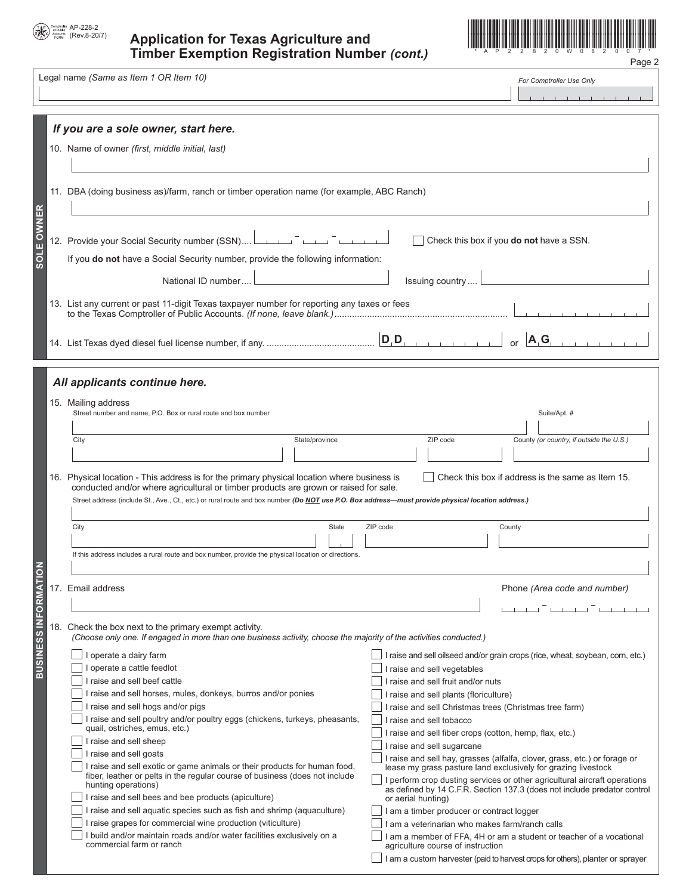AP-228-2 (Rev.8-20/7)

# Application for Texas Agriculture and Timber Exemption Registration Number *(cont.)*

Legal name *(Same as Item 1 OR Item 10)*

For Comptroller Use Only

## SOLE OWNER

### *If you are a sole owner, start here.*

10. Name of owner *(first, middle initial, last)*

11. DBA (doing business as)/farm, ranch or timber operation name (for example, ABC Ranch)

12. Provide your Social Security number (SSN).... ☐ Check this box if you **do not** have a SSN.

    If you **do not** have a Social Security number, provide the following information:

    National ID number....  Issuing country ....

13. List any current or past 11-digit Texas taxpayer number for reporting any taxes or fees to the Texas Comptroller of Public Accounts. *(If none, leave blank.)*....

14. List Texas dyed diesel fuel license number, if any. .... D D or A G

## BUSINESS INFORMATION

### *All applicants continue here.*

15. Mailing address
    Street number and name, P.O. Box or rural route and box number — Suite/Apt. #
    City — State/province — ZIP code — County *(or country, if outside the U.S.)*

16. Physical location - This address is for the primary physical location where business is conducted and/or where agricultural or timber products are grown or raised for sale. ☐ Check this box if address is the same as Item 15.
    Street address (include St., Ave., Ct., etc.) or rural route and box number ***(Do NOT use P.O. Box address—must provide physical location address.)***
    City — State — ZIP code — County
    If this address includes a rural route and box number, provide the physical location or directions.

17. Email address — Phone *(Area code and number)*

18. Check the box next to the primary exempt activity.
    *(Choose only one. If engaged in more than one business activity, choose the majority of the activities conducted.)*

- ☐ I operate a dairy farm
- ☐ I operate a cattle feedlot
- ☐ I raise and sell beef cattle
- ☐ I raise and sell horses, mules, donkeys, burros and/or ponies
- ☐ I raise and sell hogs and/or pigs
- ☐ I raise and sell poultry and/or poultry eggs (chickens, turkeys, pheasants, quail, ostriches, emus, etc.)
- ☐ I raise and sell sheep
- ☐ I raise and sell goats
- ☐ I raise and sell exotic or game animals or their products for human food, fiber, leather or pelts in the regular course of business (does not include hunting operations)
- ☐ I raise and sell bees and bee products (apiculture)
- ☐ I raise and sell aquatic species such as fish and shrimp (aquaculture)
- ☐ I raise grapes for commercial wine production (viticulture)
- ☐ I build and/or maintain roads and/or water facilities exclusively on a commercial farm or ranch
- ☐ I raise and sell oilseed and/or grain crops (rice, wheat, soybean, corn, etc.)
- ☐ I raise and sell vegetables
- ☐ I raise and sell fruit and/or nuts
- ☐ I raise and sell plants (floriculture)
- ☐ I raise and sell Christmas trees (Christmas tree farm)
- ☐ I raise and sell tobacco
- ☐ I raise and sell fiber crops (cotton, hemp, flax, etc.)
- ☐ I raise and sell sugarcane
- ☐ I raise and sell hay, grasses (alfalfa, clover, grass, etc.) or forage or lease my grass pasture land exclusively for grazing livestock
- ☐ I perform crop dusting services or other agricultural aircraft operations as defined by 14 C.F.R. Section 137.3 (does not include predator control or aerial hunting)
- ☐ I am a timber producer or contract logger
- ☐ I am a veterinarian who makes farm/ranch calls
- ☐ I am a member of FFA, 4H or am a student or teacher of a vocational agriculture course of instruction
- ☐ I am a custom harvester (paid to harvest crops for others), planter or sprayer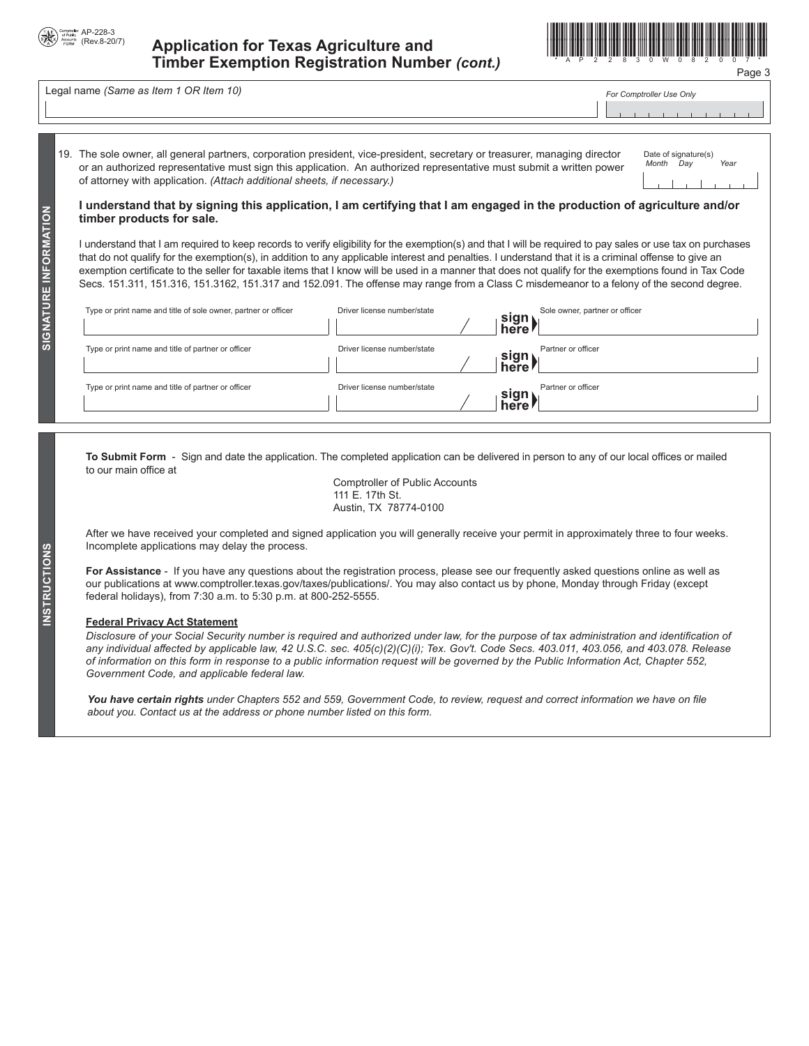AP-228-3
(Rev.8-20/7)

# Application for Texas Agriculture and Timber Exemption Registration Number *(cont.)*

Legal name *(Same as Item 1 OR Item 10)*

For Comptroller Use Only

## SIGNATURE INFORMATION

19. The sole owner, all general partners, corporation president, vice-president, secretary or treasurer, managing director or an authorized representative must sign this application. An authorized representative must submit a written power of attorney with application. *(Attach additional sheets, if necessary.)*

Date of signature(s) *Month Day Year*

**I understand that by signing this application, I am certifying that I am engaged in the production of agriculture and/or timber products for sale.**

I understand that I am required to keep records to verify eligibility for the exemption(s) and that I will be required to pay sales or use tax on purchases that do not qualify for the exemption(s), in addition to any applicable interest and penalties. I understand that it is a criminal offense to give an exemption certificate to the seller for taxable items that I know will be used in a manner that does not qualify for the exemptions found in Tax Code Secs. 151.311, 151.316, 151.3162, 151.317 and 152.091. The offense may range from a Class C misdemeanor to a felony of the second degree.

| Type or print name and title of sole owner, partner or officer | Driver license number/state | sign here | Sole owner, partner or officer |
|---|---|---|---|
| Type or print name and title of partner or officer | Driver license number/state | sign here | Partner or officer |
| Type or print name and title of partner or officer | Driver license number/state | sign here | Partner or officer |

## INSTRUCTIONS

**To Submit Form** - Sign and date the application. The completed application can be delivered in person to any of our local offices or mailed to our main office at

Comptroller of Public Accounts
111 E. 17th St.
Austin, TX 78774-0100

After we have received your completed and signed application you will generally receive your permit in approximately three to four weeks. Incomplete applications may delay the process.

**For Assistance** - If you have any questions about the registration process, please see our frequently asked questions online as well as our publications at www.comptroller.texas.gov/taxes/publications/. You may also contact us by phone, Monday through Friday (except federal holidays), from 7:30 a.m. to 5:30 p.m. at 800-252-5555.

**Federal Privacy Act Statement**

*Disclosure of your Social Security number is required and authorized under law, for the purpose of tax administration and identification of any individual affected by applicable law, 42 U.S.C. sec. 405(c)(2)(C)(i); Tex. Gov't. Code Secs. 403.011, 403.056, and 403.078. Release of information on this form in response to a public information request will be governed by the Public Information Act, Chapter 552, Government Code, and applicable federal law.*

***You have certain rights** under Chapters 552 and 559, Government Code, to review, request and correct information we have on file about you. Contact us at the address or phone number listed on this form.*